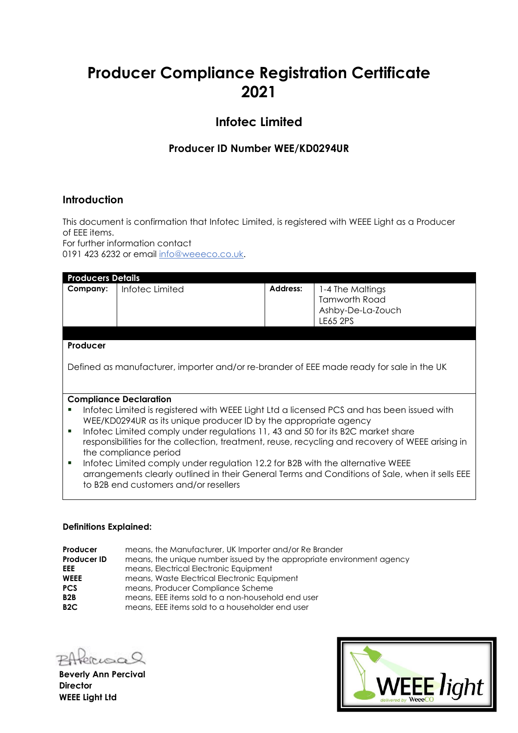# Producer Compliance Registration Certificate 2021

## Infotec Limited

### Producer ID Number WEE/KD0294UR

## Introduction

This document is confirmation that Infotec Limited, is registered with WEEE Light as a Producer of EEE items.
For further information contact
0191 423 6232 or email info@weeeco.co.uk.

| **Producers Details** | | | |
|---|---|---|---|
| **Company:** | Infotec Limited | **Address:** | 1-4 The Maltings<br>Tamworth Road<br>Ashby-De-La-Zouch<br>LE65 2PS |

**Producer**

Defined as manufacturer, importer and/or re-brander of EEE made ready for sale in the UK

**Compliance Declaration**

- Infotec Limited is registered with WEEE Light Ltd a licensed PCS and has been issued with WEE/KD0294UR as its unique producer ID by the appropriate agency
- Infotec Limited comply under regulations 11, 43 and 50 for its B2C market share responsibilities for the collection, treatment, reuse, recycling and recovery of WEEE arising in the compliance period
- Infotec Limited comply under regulation 12.2 for B2B with the alternative WEEE arrangements clearly outlined in their General Terms and Conditions of Sale, when it sells EEE to B2B end customers and/or resellers

**Definitions Explained:**

| | |
|---|---|
| **Producer** | means, the Manufacturer, UK Importer and/or Re Brander |
| **Producer ID** | means, the unique number issued by the appropriate environment agency |
| **EEE** | means, Electrical Electronic Equipment |
| **WEEE** | means, Waste Electrical Electronic Equipment |
| **PCS** | means, Producer Compliance Scheme |
| **B2B** | means, EEE items sold to a non-household end user |
| **B2C** | means, EEE items sold to a householder end user |

**Beverly Ann Percival**
**Director**
**WEEE Light Ltd**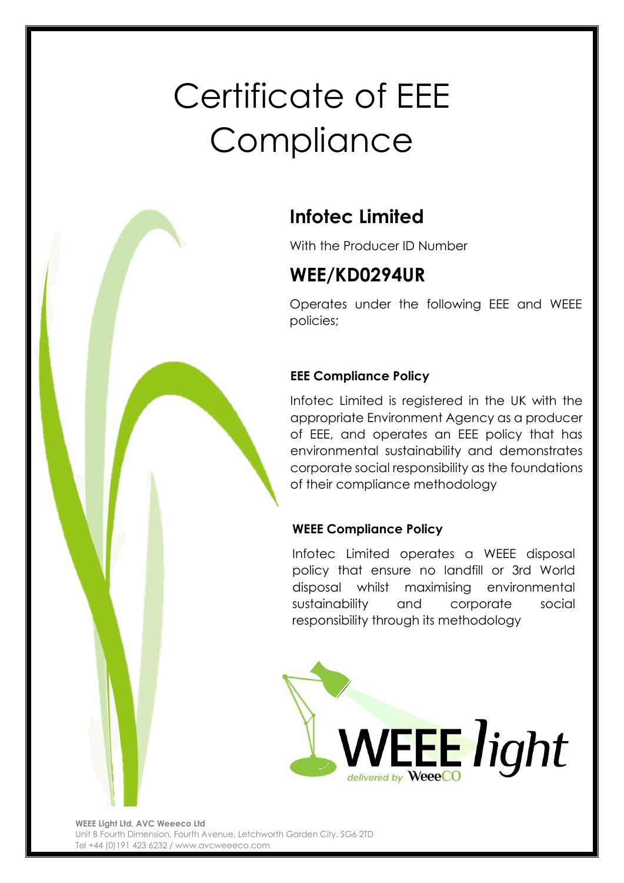# Certificate of EEE Compliance

## Infotec Limited

With the Producer ID Number

## WEE/KD0294UR

Operates under the following EEE and WEEE policies;

### EEE Compliance Policy

Infotec Limited is registered in the UK with the appropriate Environment Agency as a producer of EEE, and operates an EEE policy that has environmental sustainability and demonstrates corporate social responsibility as the foundations of their compliance methodology

### WEEE Compliance Policy

Infotec Limited operates a WEEE disposal policy that ensure no landfill or 3rd World disposal whilst maximising environmental sustainability and corporate social responsibility through its methodology

WEEE light
delivered by WeeeCO

**WEEE Light Ltd**, **AVC Weeeco Ltd**
Unit B Fourth Dimension, Fourth Avenue, Letchworth Garden City, SG6 2TD
Tel +44 (0)191 423 6232 / www.avcweeeco.com